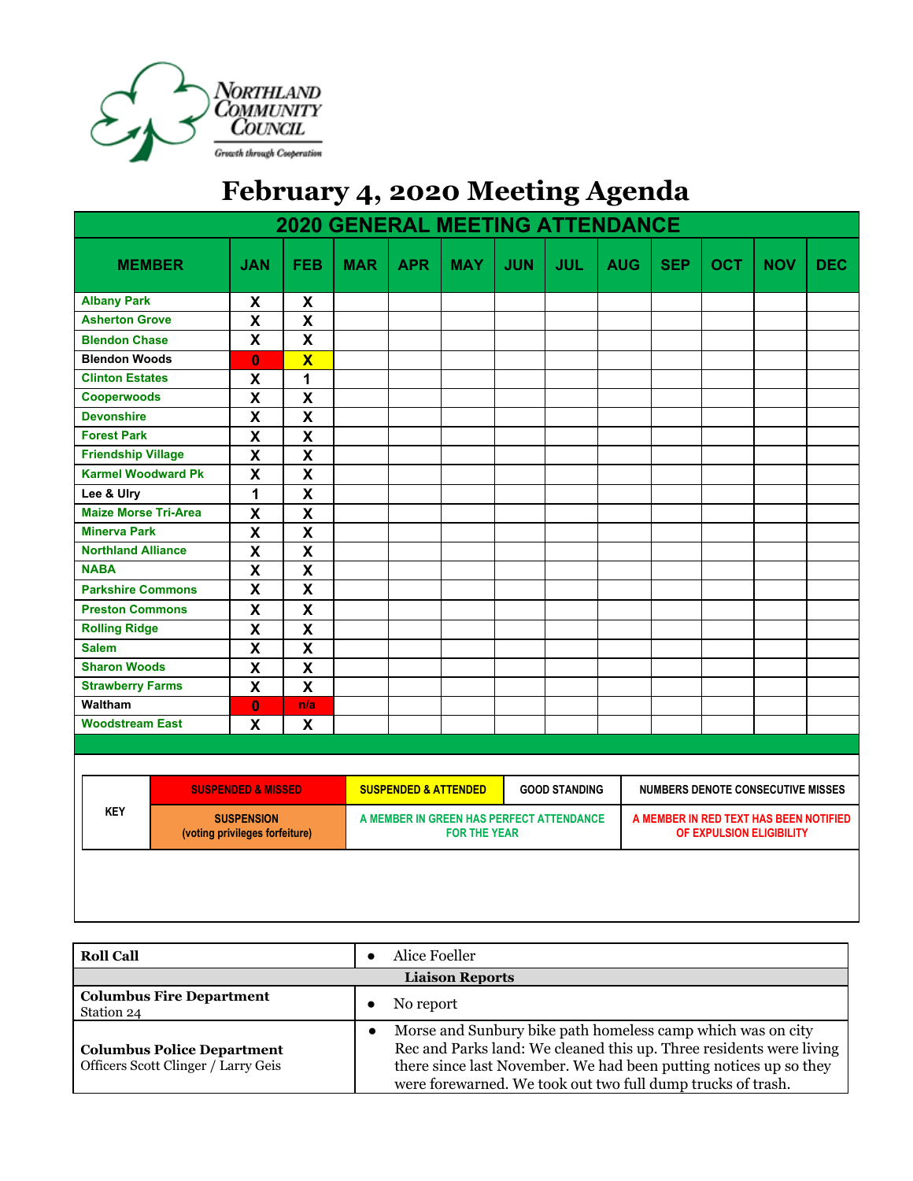Northland Community Council
Growth through Cooperation

# February 4, 2020 Meeting Agenda

## 2020 GENERAL MEETING ATTENDANCE

| MEMBER | JAN | FEB | MAR | APR | MAY | JUN | JUL | AUG | SEP | OCT | NOV | DEC |
|---|---|---|---|---|---|---|---|---|---|---|---|---|
| Albany Park | X | X | | | | | | | | | | |
| Asherton Grove | X | X | | | | | | | | | | |
| Blendon Chase | X | X | | | | | | | | | | |
| Blendon Woods | 0 | X | | | | | | | | | | |
| Clinton Estates | X | 1 | | | | | | | | | | |
| Cooperwoods | X | X | | | | | | | | | | |
| Devonshire | X | X | | | | | | | | | | |
| Forest Park | X | X | | | | | | | | | | |
| Friendship Village | X | X | | | | | | | | | | |
| Karmel Woodward Pk | X | X | | | | | | | | | | |
| Lee & Ulry | 1 | X | | | | | | | | | | |
| Maize Morse Tri-Area | X | X | | | | | | | | | | |
| Minerva Park | X | X | | | | | | | | | | |
| Northland Alliance | X | X | | | | | | | | | | |
| NABA | X | X | | | | | | | | | | |
| Parkshire Commons | X | X | | | | | | | | | | |
| Preston Commons | X | X | | | | | | | | | | |
| Rolling Ridge | X | X | | | | | | | | | | |
| Salem | X | X | | | | | | | | | | |
| Sharon Woods | X | X | | | | | | | | | | |
| Strawberry Farms | X | X | | | | | | | | | | |
| Waltham | 0 | n/a | | | | | | | | | | |
| Woodstream East | X | X | | | | | | | | | | |

| KEY | | | | |
|---|---|---|---|---|
| KEY | SUSPENDED & MISSED | SUSPENDED & ATTENDED | GOOD STANDING | NUMBERS DENOTE CONSECUTIVE MISSES |
| | SUSPENSION (voting privileges forfeiture) | A MEMBER IN GREEN HAS PERFECT ATTENDANCE FOR THE YEAR | | A MEMBER IN RED TEXT HAS BEEN NOTIFIED OF EXPULSION ELIGIBILITY |

| | |
|---|---|
| **Roll Call** | • Alice Foeller |
| **Liaison Reports** | |
| **Columbus Fire Department**<br>Station 24 | • No report |
| **Columbus Police Department**<br>Officers Scott Clinger / Larry Geis | • Morse and Sunbury bike path homeless camp which was on city Rec and Parks land: We cleaned this up. Three residents were living there since last November. We had been putting notices up so they were forewarned. We took out two full dump trucks of trash. |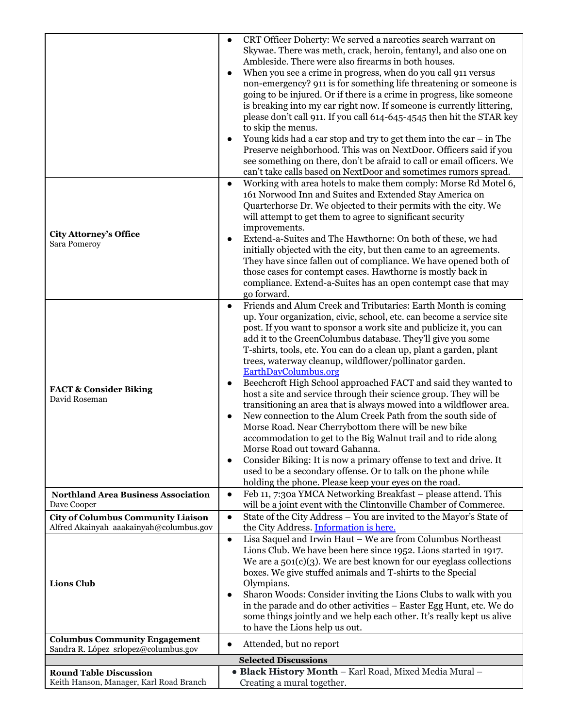| | |
|---|---|
| | • CRT Officer Doherty: We served a narcotics search warrant on Skywae. There was meth, crack, heroin, fentanyl, and also one on Ambleside. There were also firearms in both houses.<br>• When you see a crime in progress, when do you call 911 versus non-emergency? 911 is for something life threatening or someone is going to be injured. Or if there is a crime in progress, like someone is breaking into my car right now. If someone is currently littering, please don't call 911. If you call 614-645-4545 then hit the STAR key to skip the menus.<br>• Young kids had a car stop and try to get them into the car – in The Preserve neighborhood. This was on NextDoor. Officers said if you see something on there, don't be afraid to call or email officers. We can't take calls based on NextDoor and sometimes rumors spread. |
| **City Attorney's Office**<br>Sara Pomeroy | • Working with area hotels to make them comply: Morse Rd Motel 6, 161 Norwood Inn and Suites and Extended Stay America on Quarterhorse Dr. We objected to their permits with the city. We will attempt to get them to agree to significant security improvements.<br>• Extend-a-Suites and The Hawthorne: On both of these, we had initially objected with the city, but then came to an agreements. They have since fallen out of compliance. We have opened both of those cases for contempt cases. Hawthorne is mostly back in compliance. Extend-a-Suites has an open contempt case that may go forward. |
| **FACT & Consider Biking**<br>David Roseman | • Friends and Alum Creek and Tributaries: Earth Month is coming up. Your organization, civic, school, etc. can become a service site post. If you want to sponsor a work site and publicize it, you can add it to the GreenColumbus database. They'll give you some T-shirts, tools, etc. You can do a clean up, plant a garden, plant trees, waterway cleanup, wildflower/pollinator garden. EarthDayColumbus.org<br>• Beechcroft High School approached FACT and said they wanted to host a site and service through their science group. They will be transitioning an area that is always mowed into a wildflower area.<br>• New connection to the Alum Creek Path from the south side of Morse Road. Near Cherrybottom there will be new bike accommodation to get to the Big Walnut trail and to ride along Morse Road out toward Gahanna.<br>• Consider Biking: It is now a primary offense to text and drive. It used to be a secondary offense. Or to talk on the phone while holding the phone. Please keep your eyes on the road. |
| **Northland Area Business Association**<br>Dave Cooper | • Feb 11, 7:30a YMCA Networking Breakfast – please attend. This will be a joint event with the Clintonville Chamber of Commerce. |
| **City of Columbus Community Liaison**<br>Alfred Akainyah aaakainyah@columbus.gov | • State of the City Address – You are invited to the Mayor's State of the City Address. Information is here. |
| **Lions Club** | • Lisa Saquel and Irwin Haut – We are from Columbus Northeast Lions Club. We have been here since 1952. Lions started in 1917. We are a 501(c)(3). We are best known for our eyeglass collections boxes. We give stuffed animals and T-shirts to the Special Olympians.<br>• Sharon Woods: Consider inviting the Lions Clubs to walk with you in the parade and do other activities – Easter Egg Hunt, etc. We do some things jointly and we help each other. It's really kept us alive to have the Lions help us out. |
| **Columbus Community Engagement**<br>Sandra R. López srlopez@columbus.gov | • Attended, but no report |
| **Selected Discussions** | |
| **Round Table Discussion**<br>Keith Hanson, Manager, Karl Road Branch | • **Black History Month** – Karl Road, Mixed Media Mural – Creating a mural together. |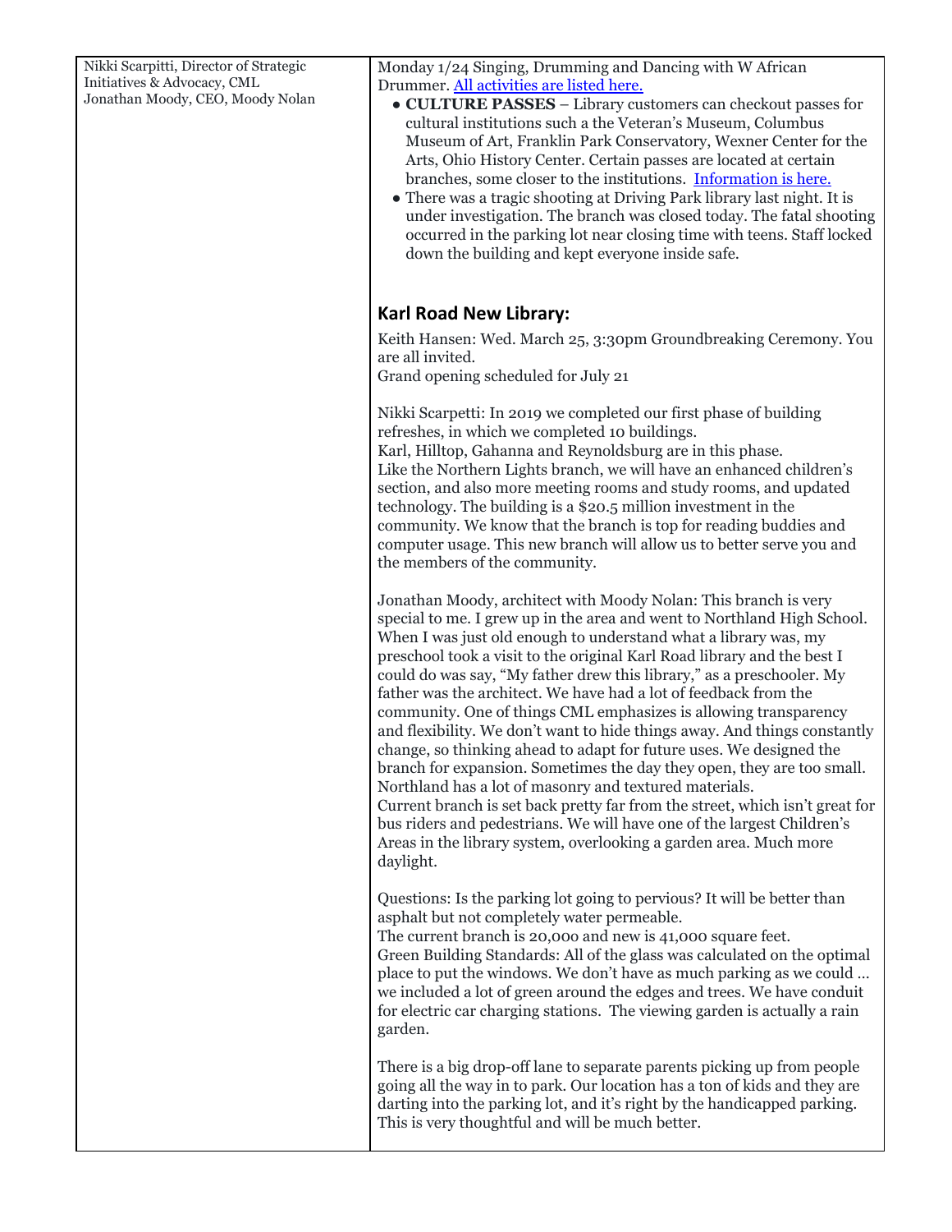| | |
|---|---|
| Nikki Scarpitti, Director of Strategic Initiatives & Advocacy, CML<br>Jonathan Moody, CEO, Moody Nolan | Monday 1/24 Singing, Drumming and Dancing with W African Drummer. [All activities are listed here.]<br>● **CULTURE PASSES** – Library customers can checkout passes for cultural institutions such a the Veteran's Museum, Columbus Museum of Art, Franklin Park Conservatory, Wexner Center for the Arts, Ohio History Center. Certain passes are located at certain branches, some closer to the institutions. [Information is here.]<br>● There was a tragic shooting at Driving Park library last night. It is under investigation. The branch was closed today. The fatal shooting occurred in the parking lot near closing time with teens. Staff locked down the building and kept everyone inside safe.<br><br>**Karl Road New Library:**<br><br>Keith Hansen: Wed. March 25, 3:30pm Groundbreaking Ceremony. You are all invited.<br>Grand opening scheduled for July 21<br><br>Nikki Scarpetti: In 2019 we completed our first phase of building refreshes, in which we completed 10 buildings.<br>Karl, Hilltop, Gahanna and Reynoldsburg are in this phase.<br>Like the Northern Lights branch, we will have an enhanced children's section, and also more meeting rooms and study rooms, and updated technology. The building is a $20.5 million investment in the community. We know that the branch is top for reading buddies and computer usage. This new branch will allow us to better serve you and the members of the community.<br><br>Jonathan Moody, architect with Moody Nolan: This branch is very special to me. I grew up in the area and went to Northland High School. When I was just old enough to understand what a library was, my preschool took a visit to the original Karl Road library and the best I could do was say, "My father drew this library," as a preschooler. My father was the architect. We have had a lot of feedback from the community. One of things CML emphasizes is allowing transparency and flexibility. We don't want to hide things away. And things constantly change, so thinking ahead to adapt for future uses. We designed the branch for expansion. Sometimes the day they open, they are too small. Northland has a lot of masonry and textured materials.<br>Current branch is set back pretty far from the street, which isn't great for bus riders and pedestrians. We will have one of the largest Children's Areas in the library system, overlooking a garden area. Much more daylight.<br><br>Questions: Is the parking lot going to pervious? It will be better than asphalt but not completely water permeable.<br>The current branch is 20,000 and new is 41,000 square feet.<br>Green Building Standards: All of the glass was calculated on the optimal place to put the windows. We don't have as much parking as we could … we included a lot of green around the edges and trees. We have conduit for electric car charging stations. The viewing garden is actually a rain garden.<br><br>There is a big drop-off lane to separate parents picking up from people going all the way in to park. Our location has a ton of kids and they are darting into the parking lot, and it's right by the handicapped parking. This is very thoughtful and will be much better. |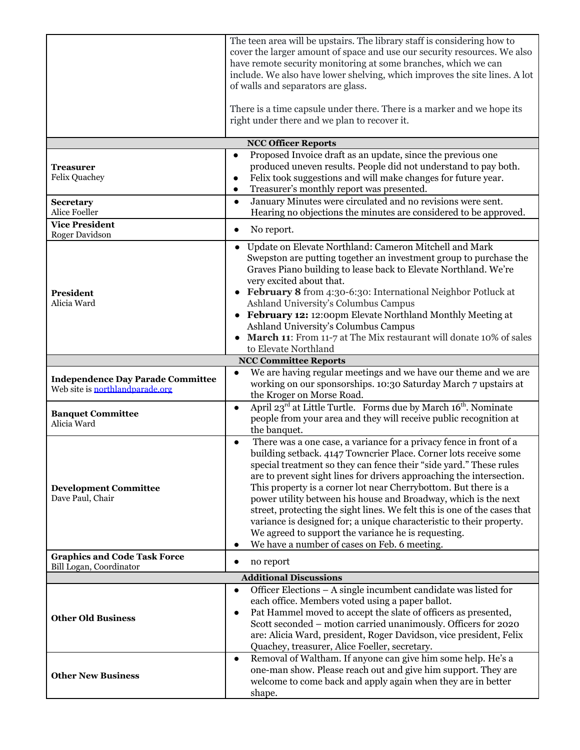| | |
|---|---|
| | The teen area will be upstairs. The library staff is considering how to cover the larger amount of space and use our security resources. We also have remote security monitoring at some branches, which we can include. We also have lower shelving, which improves the site lines. A lot of walls and separators are glass.<br><br>There is a time capsule under there. There is a marker and we hope its right under there and we plan to recover it. |
| **NCC Officer Reports** | |
| **Treasurer**<br>Felix Quachey | • Proposed Invoice draft as an update, since the previous one produced uneven results. People did not understand to pay both.<br>• Felix took suggestions and will make changes for future year.<br>• Treasurer's monthly report was presented. |
| **Secretary**<br>Alice Foeller | • January Minutes were circulated and no revisions were sent. Hearing no objections the minutes are considered to be approved. |
| **Vice President**<br>Roger Davidson | • No report. |
| **President**<br>Alicia Ward | • Update on Elevate Northland: Cameron Mitchell and Mark Swepston are putting together an investment group to purchase the Graves Piano building to lease back to Elevate Northland. We're very excited about that.<br>• **February 8** from 4:30-6:30: International Neighbor Potluck at Ashland University's Columbus Campus<br>• **February 12:** 12:00pm Elevate Northland Monthly Meeting at Ashland University's Columbus Campus<br>• **March 11**: From 11-7 at The Mix restaurant will donate 10% of sales to Elevate Northland |
| **NCC Committee Reports** | |
| **Independence Day Parade Committee**<br>Web site is [northlandparade.org](northlandparade.org) | • We are having regular meetings and we have our theme and we are working on our sponsorships. 10:30 Saturday March 7 upstairs at the Kroger on Morse Road. |
| **Banquet Committee**<br>Alicia Ward | • April 23rd at Little Turtle. Forms due by March 16th. Nominate people from your area and they will receive public recognition at the banquet. |
| **Development Committee**<br>Dave Paul, Chair | • There was a one case, a variance for a privacy fence in front of a building setback. 4147 Towncrier Place. Corner lots receive some special treatment so they can fence their "side yard." These rules are to prevent sight lines for drivers approaching the intersection. This property is a corner lot near Cherrybottom. But there is a power utility between his house and Broadway, which is the next street, protecting the sight lines. We felt this is one of the cases that variance is designed for; a unique characteristic to their property. We agreed to support the variance he is requesting.<br>• We have a number of cases on Feb. 6 meeting. |
| **Graphics and Code Task Force**<br>Bill Logan, Coordinator | • no report |
| **Additional Discussions** | |
| **Other Old Business** | • Officer Elections – A single incumbent candidate was listed for each office. Members voted using a paper ballot.<br>• Pat Hammel moved to accept the slate of officers as presented, Scott seconded – motion carried unanimously. Officers for 2020 are: Alicia Ward, president, Roger Davidson, vice president, Felix Quachey, treasurer, Alice Foeller, secretary. |
| **Other New Business** | • Removal of Waltham. If anyone can give him some help. He's a one-man show. Please reach out and give him support. They are welcome to come back and apply again when they are in better shape. |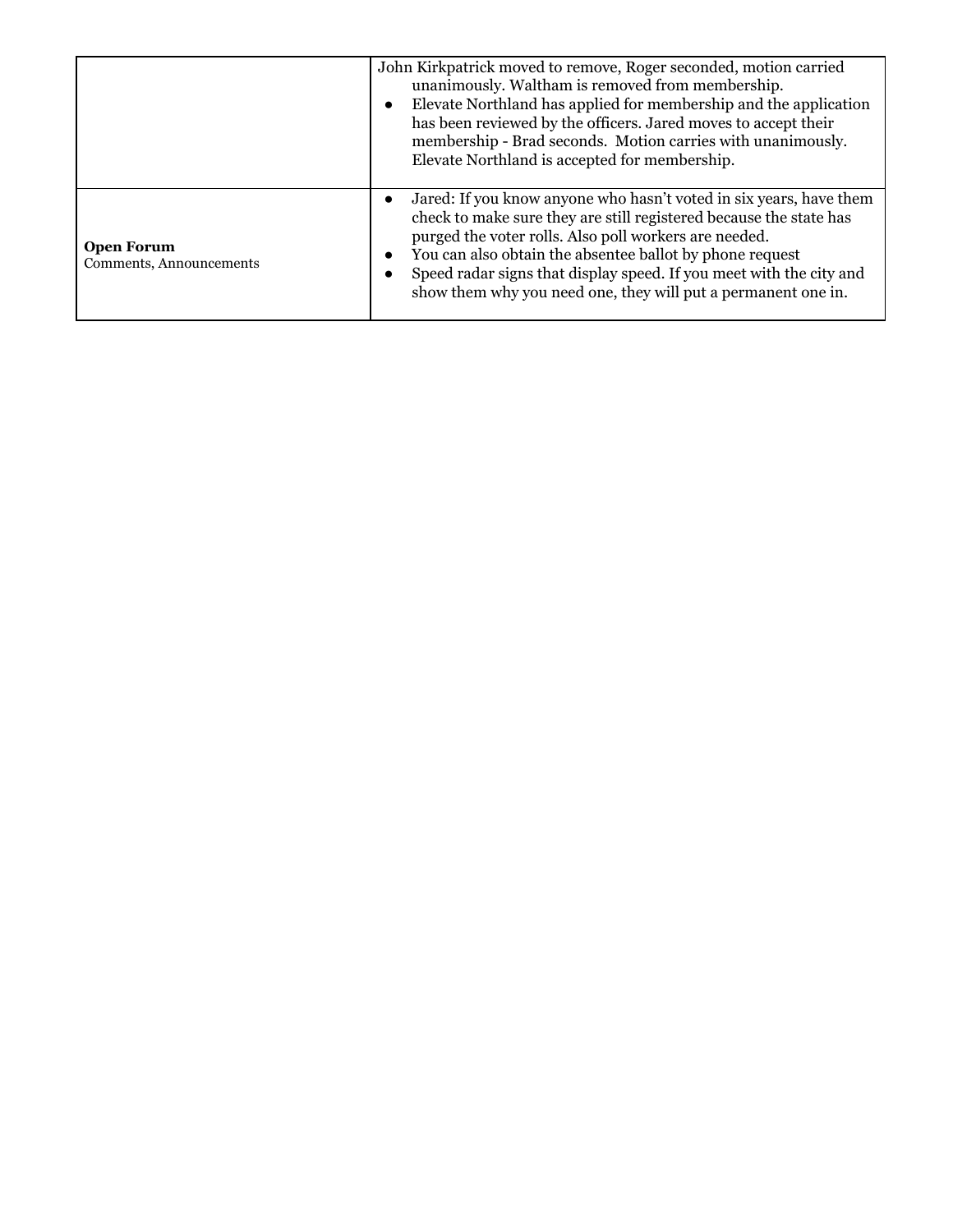| | |
|---|---|
| | John Kirkpatrick moved to remove, Roger seconded, motion carried unanimously. Waltham is removed from membership.<br>• Elevate Northland has applied for membership and the application has been reviewed by the officers. Jared moves to accept their membership - Brad seconds. Motion carries with unanimously. Elevate Northland is accepted for membership. |
| **Open Forum**<br>Comments, Announcements | • Jared: If you know anyone who hasn't voted in six years, have them check to make sure they are still registered because the state has purged the voter rolls. Also poll workers are needed.<br>• You can also obtain the absentee ballot by phone request<br>• Speed radar signs that display speed. If you meet with the city and show them why you need one, they will put a permanent one in. |